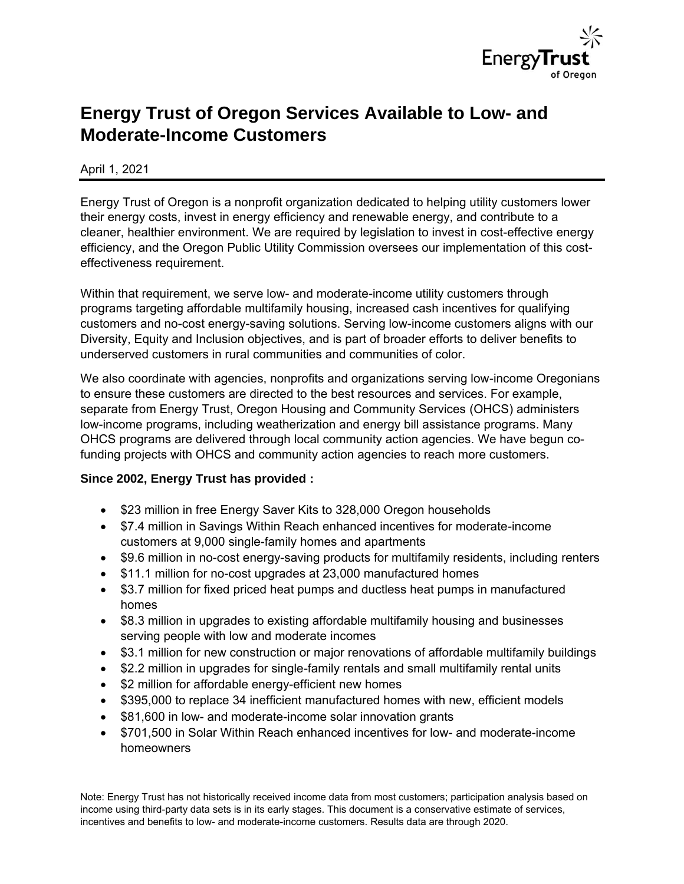# Energy Trust of Oregon Services Available to Low- and Moderate-Income Customers

April 1, 2021

Energy Trust of Oregon is a nonprofit organization dedicated to helping utility customers lower their energy costs, invest in energy efficiency and renewable energy, and contribute to a cleaner, healthier environment. We are required by legislation to invest in cost-effective energy efficiency, and the Oregon Public Utility Commission oversees our implementation of this cost-effectiveness requirement.

Within that requirement, we serve low- and moderate-income utility customers through programs targeting affordable multifamily housing, increased cash incentives for qualifying customers and no-cost energy-saving solutions. Serving low-income customers aligns with our Diversity, Equity and Inclusion objectives, and is part of broader efforts to deliver benefits to underserved customers in rural communities and communities of color.

We also coordinate with agencies, nonprofits and organizations serving low-income Oregonians to ensure these customers are directed to the best resources and services. For example, separate from Energy Trust, Oregon Housing and Community Services (OHCS) administers low-income programs, including weatherization and energy bill assistance programs. Many OHCS programs are delivered through local community action agencies. We have begun co-funding projects with OHCS and community action agencies to reach more customers.

**Since 2002, Energy Trust has provided :**

- $23 million in free Energy Saver Kits to 328,000 Oregon households
- $7.4 million in Savings Within Reach enhanced incentives for moderate-income customers at 9,000 single-family homes and apartments
- $9.6 million in no-cost energy-saving products for multifamily residents, including renters
- $11.1 million for no-cost upgrades at 23,000 manufactured homes
- $3.7 million for fixed priced heat pumps and ductless heat pumps in manufactured homes
- $8.3 million in upgrades to existing affordable multifamily housing and businesses serving people with low and moderate incomes
- $3.1 million for new construction or major renovations of affordable multifamily buildings
- $2.2 million in upgrades for single-family rentals and small multifamily rental units
- $2 million for affordable energy-efficient new homes
- $395,000 to replace 34 inefficient manufactured homes with new, efficient models
- $81,600 in low- and moderate-income solar innovation grants
- $701,500 in Solar Within Reach enhanced incentives for low- and moderate-income homeowners

Note: Energy Trust has not historically received income data from most customers; participation analysis based on income using third-party data sets is in its early stages. This document is a conservative estimate of services, incentives and benefits to low- and moderate-income customers. Results data are through 2020.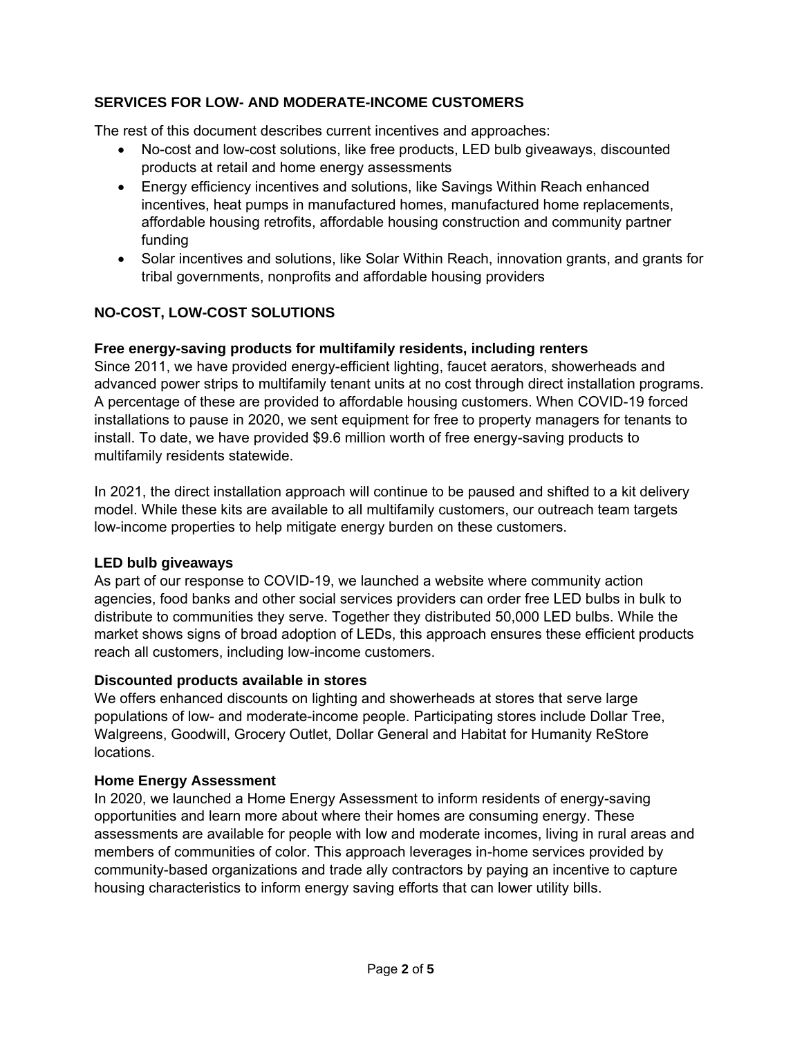## SERVICES FOR LOW- AND MODERATE-INCOME CUSTOMERS

The rest of this document describes current incentives and approaches:

- No-cost and low-cost solutions, like free products, LED bulb giveaways, discounted products at retail and home energy assessments
- Energy efficiency incentives and solutions, like Savings Within Reach enhanced incentives, heat pumps in manufactured homes, manufactured home replacements, affordable housing retrofits, affordable housing construction and community partner funding
- Solar incentives and solutions, like Solar Within Reach, innovation grants, and grants for tribal governments, nonprofits and affordable housing providers

## NO-COST, LOW-COST SOLUTIONS

### Free energy-saving products for multifamily residents, including renters

Since 2011, we have provided energy-efficient lighting, faucet aerators, showerheads and advanced power strips to multifamily tenant units at no cost through direct installation programs. A percentage of these are provided to affordable housing customers. When COVID-19 forced installations to pause in 2020, we sent equipment for free to property managers for tenants to install. To date, we have provided $9.6 million worth of free energy-saving products to multifamily residents statewide.

In 2021, the direct installation approach will continue to be paused and shifted to a kit delivery model. While these kits are available to all multifamily customers, our outreach team targets low-income properties to help mitigate energy burden on these customers.

### LED bulb giveaways

As part of our response to COVID-19, we launched a website where community action agencies, food banks and other social services providers can order free LED bulbs in bulk to distribute to communities they serve. Together they distributed 50,000 LED bulbs. While the market shows signs of broad adoption of LEDs, this approach ensures these efficient products reach all customers, including low-income customers.

### Discounted products available in stores

We offers enhanced discounts on lighting and showerheads at stores that serve large populations of low- and moderate-income people. Participating stores include Dollar Tree, Walgreens, Goodwill, Grocery Outlet, Dollar General and Habitat for Humanity ReStore locations.

### Home Energy Assessment

In 2020, we launched a Home Energy Assessment to inform residents of energy-saving opportunities and learn more about where their homes are consuming energy. These assessments are available for people with low and moderate incomes, living in rural areas and members of communities of color. This approach leverages in-home services provided by community-based organizations and trade ally contractors by paying an incentive to capture housing characteristics to inform energy saving efforts that can lower utility bills.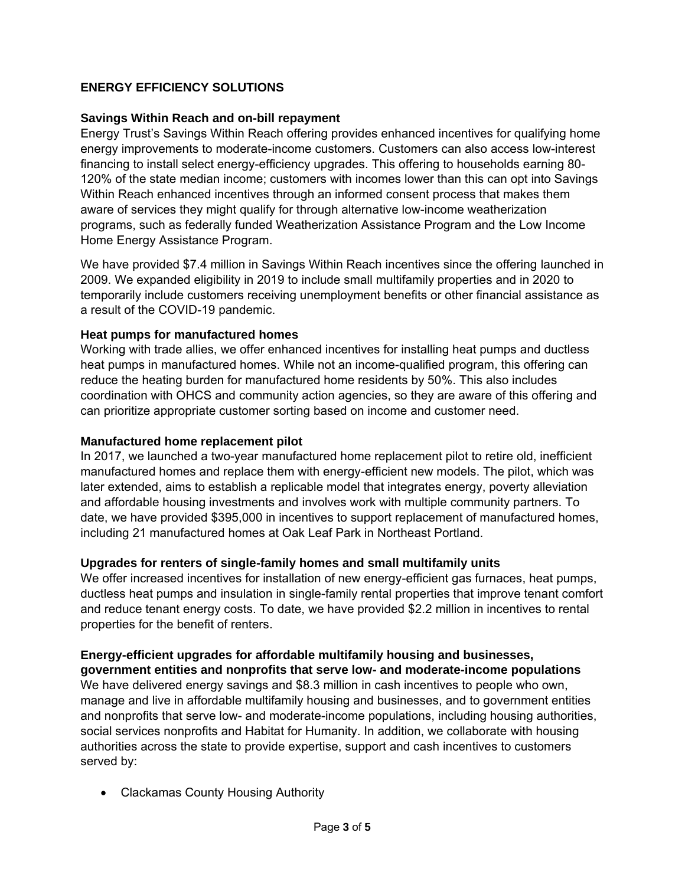## ENERGY EFFICIENCY SOLUTIONS

### Savings Within Reach and on-bill repayment

Energy Trust's Savings Within Reach offering provides enhanced incentives for qualifying home energy improvements to moderate-income customers. Customers can also access low-interest financing to install select energy-efficiency upgrades. This offering to households earning 80-120% of the state median income; customers with incomes lower than this can opt into Savings Within Reach enhanced incentives through an informed consent process that makes them aware of services they might qualify for through alternative low-income weatherization programs, such as federally funded Weatherization Assistance Program and the Low Income Home Energy Assistance Program.

We have provided $7.4 million in Savings Within Reach incentives since the offering launched in 2009. We expanded eligibility in 2019 to include small multifamily properties and in 2020 to temporarily include customers receiving unemployment benefits or other financial assistance as a result of the COVID-19 pandemic.

### Heat pumps for manufactured homes

Working with trade allies, we offer enhanced incentives for installing heat pumps and ductless heat pumps in manufactured homes. While not an income-qualified program, this offering can reduce the heating burden for manufactured home residents by 50%. This also includes coordination with OHCS and community action agencies, so they are aware of this offering and can prioritize appropriate customer sorting based on income and customer need.

### Manufactured home replacement pilot

In 2017, we launched a two-year manufactured home replacement pilot to retire old, inefficient manufactured homes and replace them with energy-efficient new models. The pilot, which was later extended, aims to establish a replicable model that integrates energy, poverty alleviation and affordable housing investments and involves work with multiple community partners. To date, we have provided $395,000 in incentives to support replacement of manufactured homes, including 21 manufactured homes at Oak Leaf Park in Northeast Portland.

### Upgrades for renters of single-family homes and small multifamily units

We offer increased incentives for installation of new energy-efficient gas furnaces, heat pumps, ductless heat pumps and insulation in single-family rental properties that improve tenant comfort and reduce tenant energy costs. To date, we have provided $2.2 million in incentives to rental properties for the benefit of renters.

### Energy-efficient upgrades for affordable multifamily housing and businesses, government entities and nonprofits that serve low- and moderate-income populations

We have delivered energy savings and $8.3 million in cash incentives to people who own, manage and live in affordable multifamily housing and businesses, and to government entities and nonprofits that serve low- and moderate-income populations, including housing authorities, social services nonprofits and Habitat for Humanity. In addition, we collaborate with housing authorities across the state to provide expertise, support and cash incentives to customers served by:

- Clackamas County Housing Authority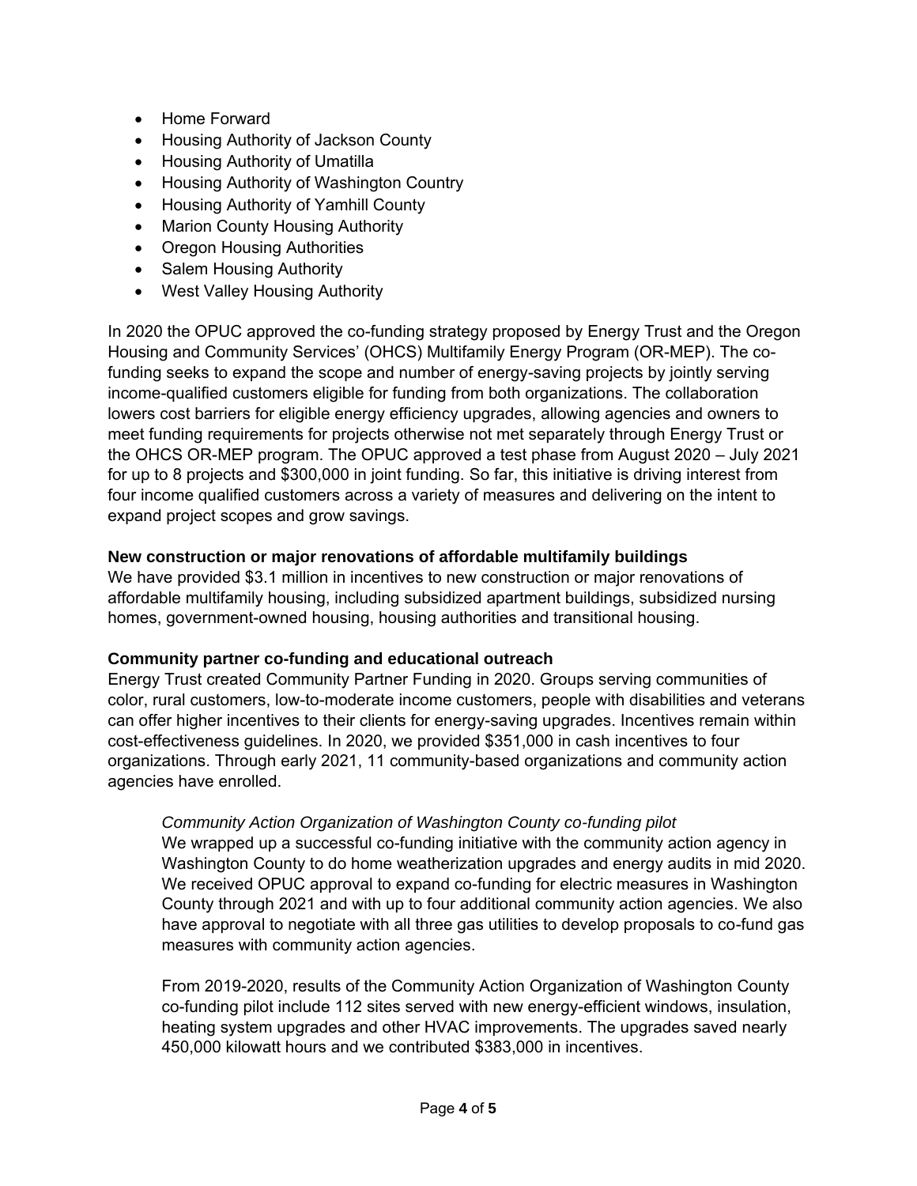- Home Forward
- Housing Authority of Jackson County
- Housing Authority of Umatilla
- Housing Authority of Washington Country
- Housing Authority of Yamhill County
- Marion County Housing Authority
- Oregon Housing Authorities
- Salem Housing Authority
- West Valley Housing Authority

In 2020 the OPUC approved the co-funding strategy proposed by Energy Trust and the Oregon Housing and Community Services' (OHCS) Multifamily Energy Program (OR-MEP). The co-funding seeks to expand the scope and number of energy-saving projects by jointly serving income-qualified customers eligible for funding from both organizations. The collaboration lowers cost barriers for eligible energy efficiency upgrades, allowing agencies and owners to meet funding requirements for projects otherwise not met separately through Energy Trust or the OHCS OR-MEP program. The OPUC approved a test phase from August 2020 – July 2021 for up to 8 projects and $300,000 in joint funding. So far, this initiative is driving interest from four income qualified customers across a variety of measures and delivering on the intent to expand project scopes and grow savings.

**New construction or major renovations of affordable multifamily buildings**
We have provided $3.1 million in incentives to new construction or major renovations of affordable multifamily housing, including subsidized apartment buildings, subsidized nursing homes, government-owned housing, housing authorities and transitional housing.

**Community partner co-funding and educational outreach**
Energy Trust created Community Partner Funding in 2020. Groups serving communities of color, rural customers, low-to-moderate income customers, people with disabilities and veterans can offer higher incentives to their clients for energy-saving upgrades. Incentives remain within cost-effectiveness guidelines. In 2020, we provided $351,000 in cash incentives to four organizations. Through early 2021, 11 community-based organizations and community action agencies have enrolled.

> *Community Action Organization of Washington County co-funding pilot*
> We wrapped up a successful co-funding initiative with the community action agency in Washington County to do home weatherization upgrades and energy audits in mid 2020. We received OPUC approval to expand co-funding for electric measures in Washington County through 2021 and with up to four additional community action agencies. We also have approval to negotiate with all three gas utilities to develop proposals to co-fund gas measures with community action agencies.
>
> From 2019-2020, results of the Community Action Organization of Washington County co-funding pilot include 112 sites served with new energy-efficient windows, insulation, heating system upgrades and other HVAC improvements. The upgrades saved nearly 450,000 kilowatt hours and we contributed $383,000 in incentives.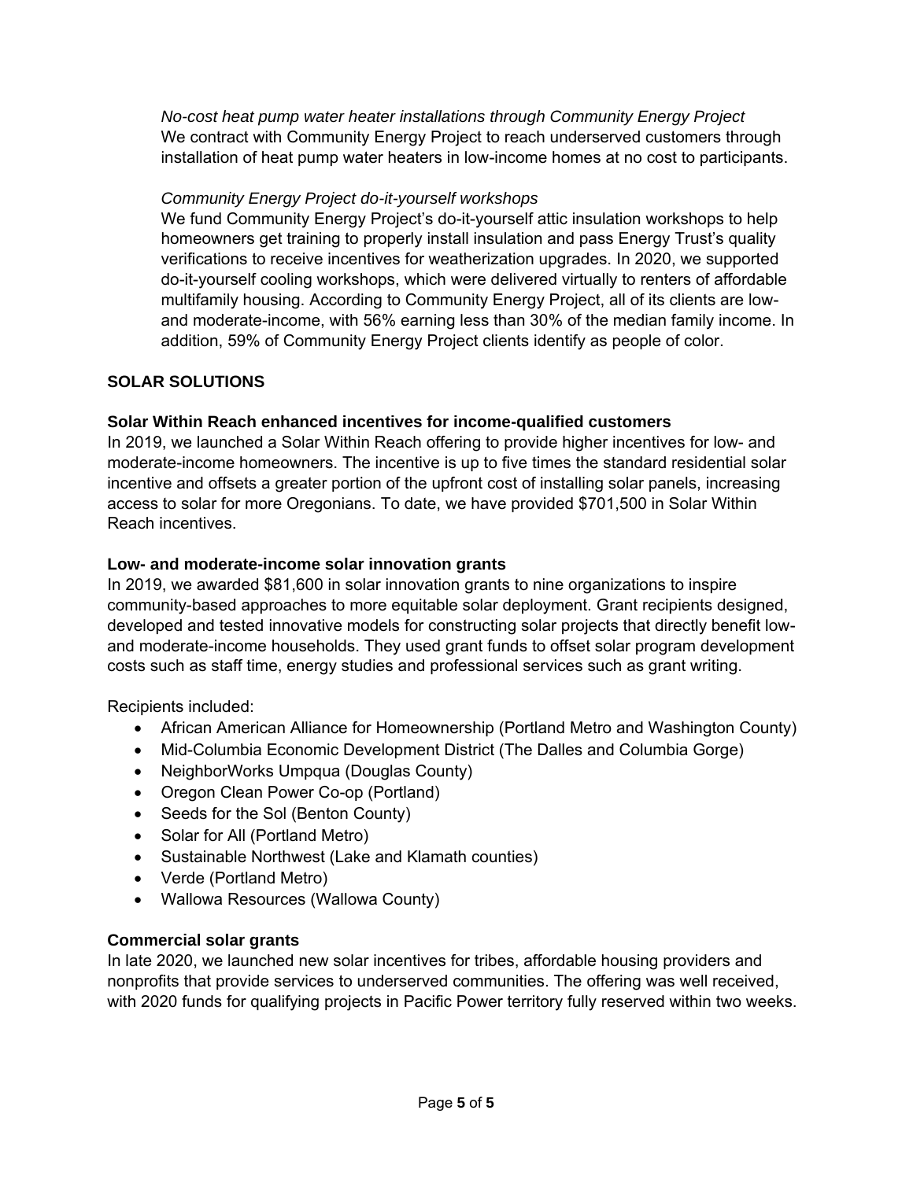*No-cost heat pump water heater installations through Community Energy Project*
We contract with Community Energy Project to reach underserved customers through installation of heat pump water heaters in low-income homes at no cost to participants.

*Community Energy Project do-it-yourself workshops*
We fund Community Energy Project's do-it-yourself attic insulation workshops to help homeowners get training to properly install insulation and pass Energy Trust's quality verifications to receive incentives for weatherization upgrades. In 2020, we supported do-it-yourself cooling workshops, which were delivered virtually to renters of affordable multifamily housing. According to Community Energy Project, all of its clients are low- and moderate-income, with 56% earning less than 30% of the median family income. In addition, 59% of Community Energy Project clients identify as people of color.

## SOLAR SOLUTIONS

### Solar Within Reach enhanced incentives for income-qualified customers

In 2019, we launched a Solar Within Reach offering to provide higher incentives for low- and moderate-income homeowners. The incentive is up to five times the standard residential solar incentive and offsets a greater portion of the upfront cost of installing solar panels, increasing access to solar for more Oregonians. To date, we have provided $701,500 in Solar Within Reach incentives.

### Low- and moderate-income solar innovation grants

In 2019, we awarded $81,600 in solar innovation grants to nine organizations to inspire community-based approaches to more equitable solar deployment. Grant recipients designed, developed and tested innovative models for constructing solar projects that directly benefit low- and moderate-income households. They used grant funds to offset solar program development costs such as staff time, energy studies and professional services such as grant writing.

Recipients included:

- African American Alliance for Homeownership (Portland Metro and Washington County)
- Mid-Columbia Economic Development District (The Dalles and Columbia Gorge)
- NeighborWorks Umpqua (Douglas County)
- Oregon Clean Power Co-op (Portland)
- Seeds for the Sol (Benton County)
- Solar for All (Portland Metro)
- Sustainable Northwest (Lake and Klamath counties)
- Verde (Portland Metro)
- Wallowa Resources (Wallowa County)

### Commercial solar grants

In late 2020, we launched new solar incentives for tribes, affordable housing providers and nonprofits that provide services to underserved communities. The offering was well received, with 2020 funds for qualifying projects in Pacific Power territory fully reserved within two weeks.